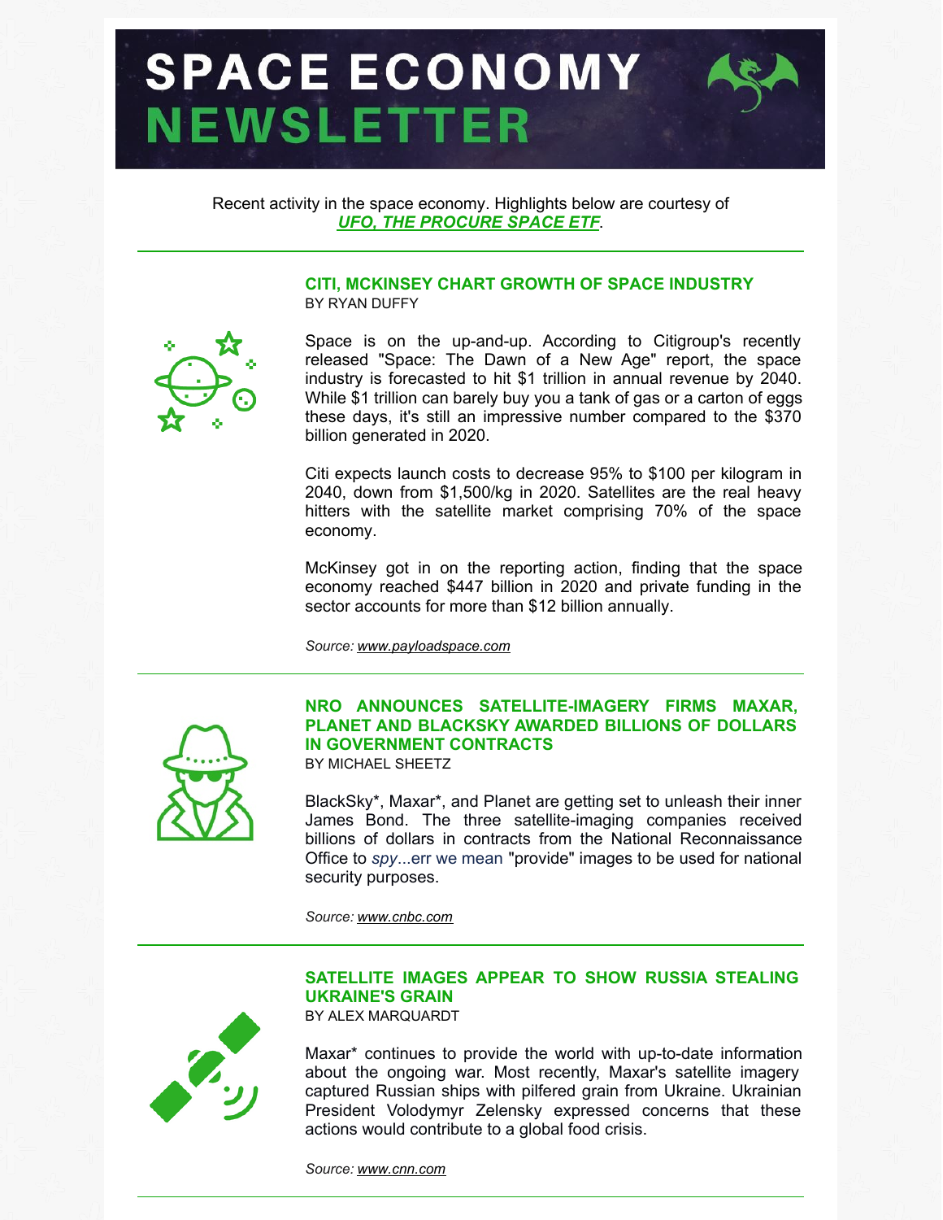# SPACE ECONOMY NEWSLETTER

Recent activity in the space economy. Highlights below are courtesy of ***UFO, THE PROCURE SPACE ETF***.

---

## CITI, MCKINSEY CHART GROWTH OF SPACE INDUSTRY

BY RYAN DUFFY

Space is on the up-and-up. According to Citigroup's recently released "Space: The Dawn of a New Age" report, the space industry is forecasted to hit $1 trillion in annual revenue by 2040. While $1 trillion can barely buy you a tank of gas or a carton of eggs these days, it's still an impressive number compared to the $370 billion generated in 2020.

Citi expects launch costs to decrease 95% to $100 per kilogram in 2040, down from $1,500/kg in 2020. Satellites are the real heavy hitters with the satellite market comprising 70% of the space economy.

McKinsey got in on the reporting action, finding that the space economy reached $447 billion in 2020 and private funding in the sector accounts for more than $12 billion annually.

*Source: www.payloadspace.com*

---

## NRO ANNOUNCES SATELLITE-IMAGERY FIRMS MAXAR, PLANET AND BLACKSKY AWARDED BILLIONS OF DOLLARS IN GOVERNMENT CONTRACTS

BY MICHAEL SHEETZ

BlackSky*, Maxar*, and Planet are getting set to unleash their inner James Bond. The three satellite-imaging companies received billions of dollars in contracts from the National Reconnaissance Office to *spy*...err we mean "provide" images to be used for national security purposes.

*Source: www.cnbc.com*

---

## SATELLITE IMAGES APPEAR TO SHOW RUSSIA STEALING UKRAINE'S GRAIN

BY ALEX MARQUARDT

Maxar* continues to provide the world with up-to-date information about the ongoing war. Most recently, Maxar's satellite imagery captured Russian ships with pilfered grain from Ukraine. Ukrainian President Volodymyr Zelensky expressed concerns that these actions would contribute to a global food crisis.

*Source: www.cnn.com*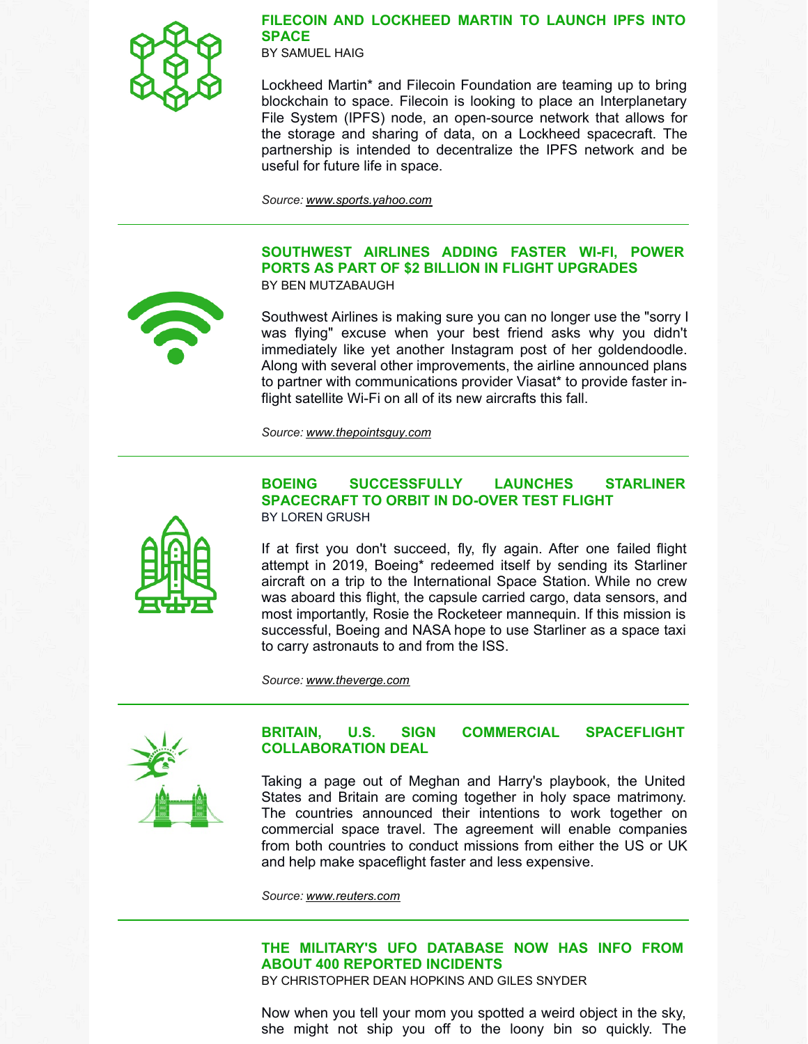## FILECOIN AND LOCKHEED MARTIN TO LAUNCH IPFS INTO SPACE

BY SAMUEL HAIG

Lockheed Martin* and Filecoin Foundation are teaming up to bring blockchain to space. Filecoin is looking to place an Interplanetary File System (IPFS) node, an open-source network that allows for the storage and sharing of data, on a Lockheed spacecraft. The partnership is intended to decentralize the IPFS network and be useful for future life in space.

*Source:* www.sports.yahoo.com

---

## SOUTHWEST AIRLINES ADDING FASTER WI-FI, POWER PORTS AS PART OF $2 BILLION IN FLIGHT UPGRADES

BY BEN MUTZABAUGH

Southwest Airlines is making sure you can no longer use the "sorry I was flying" excuse when your best friend asks why you didn't immediately like yet another Instagram post of her goldendoodle. Along with several other improvements, the airline announced plans to partner with communications provider Viasat* to provide faster in-flight satellite Wi-Fi on all of its new aircrafts this fall.

*Source:* www.thepointsguy.com

---

## BOEING SUCCESSFULLY LAUNCHES STARLINER SPACECRAFT TO ORBIT IN DO-OVER TEST FLIGHT

BY LOREN GRUSH

If at first you don't succeed, fly, fly again. After one failed flight attempt in 2019, Boeing* redeemed itself by sending its Starliner aircraft on a trip to the International Space Station. While no crew was aboard this flight, the capsule carried cargo, data sensors, and most importantly, Rosie the Rocketeer mannequin. If this mission is successful, Boeing and NASA hope to use Starliner as a space taxi to carry astronauts to and from the ISS.

*Source:* www.theverge.com

---

## BRITAIN, U.S. SIGN COMMERCIAL SPACEFLIGHT COLLABORATION DEAL

Taking a page out of Meghan and Harry's playbook, the United States and Britain are coming together in holy space matrimony. The countries announced their intentions to work together on commercial space travel. The agreement will enable companies from both countries to conduct missions from either the US or UK and help make spaceflight faster and less expensive.

*Source:* www.reuters.com

---

## THE MILITARY'S UFO DATABASE NOW HAS INFO FROM ABOUT 400 REPORTED INCIDENTS

BY CHRISTOPHER DEAN HOPKINS AND GILES SNYDER

Now when you tell your mom you spotted a weird object in the sky, she might not ship you off to the loony bin so quickly. The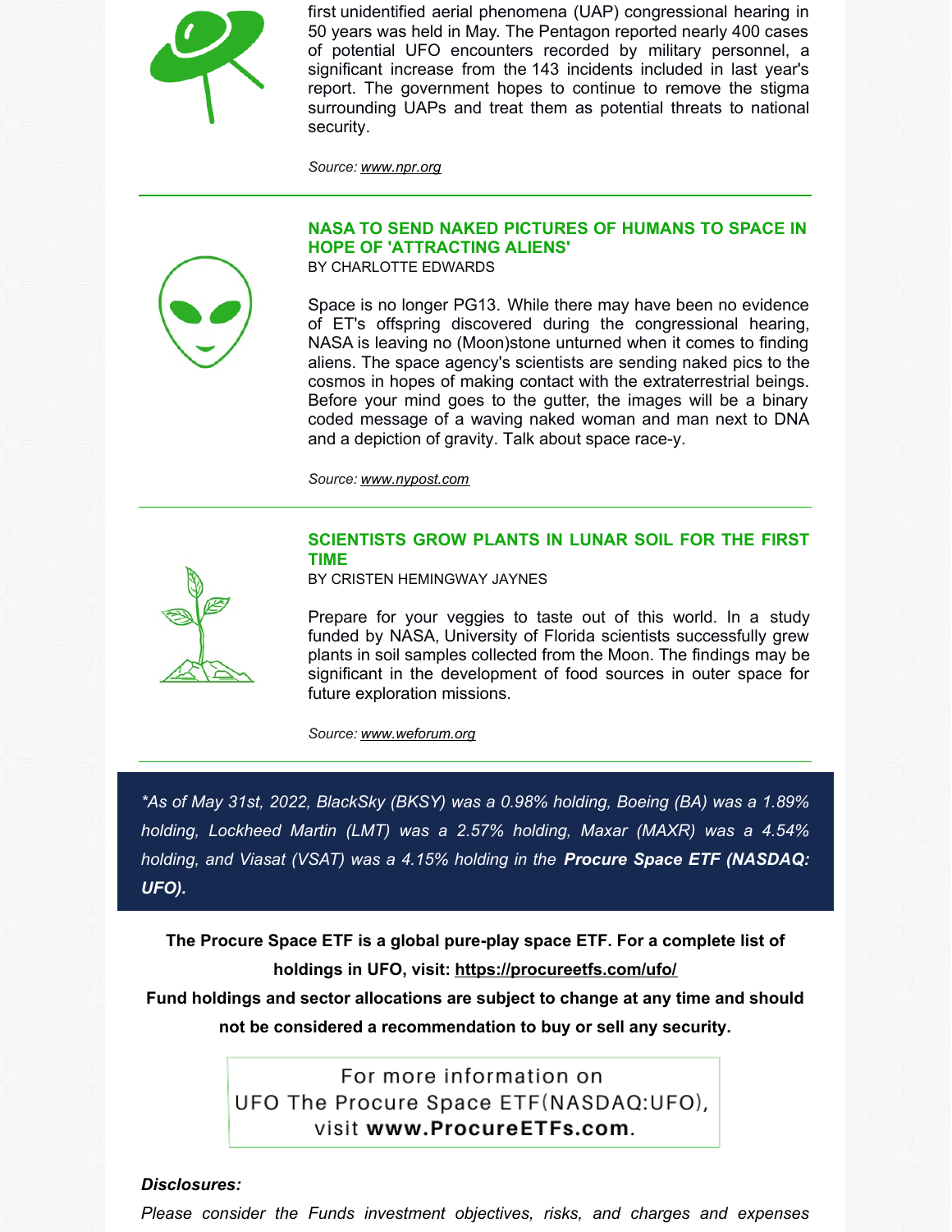first unidentified aerial phenomena (UAP) congressional hearing in 50 years was held in May. The Pentagon reported nearly 400 cases of potential UFO encounters recorded by military personnel, a significant increase from the 143 incidents included in last year's report. The government hopes to continue to remove the stigma surrounding UAPs and treat them as potential threats to national security.

*Source: www.npr.org*

---

### NASA TO SEND NAKED PICTURES OF HUMANS TO SPACE IN HOPE OF 'ATTRACTING ALIENS'

BY CHARLOTTE EDWARDS

Space is no longer PG13. While there may have been no evidence of ET's offspring discovered during the congressional hearing, NASA is leaving no (Moon)stone unturned when it comes to finding aliens. The space agency's scientists are sending naked pics to the cosmos in hopes of making contact with the extraterrestrial beings. Before your mind goes to the gutter, the images will be a binary coded message of a waving naked woman and man next to DNA and a depiction of gravity. Talk about space race-y.

*Source: www.nypost.com*

---

### SCIENTISTS GROW PLANTS IN LUNAR SOIL FOR THE FIRST TIME

BY CRISTEN HEMINGWAY JAYNES

Prepare for your veggies to taste out of this world. In a study funded by NASA, University of Florida scientists successfully grew plants in soil samples collected from the Moon. The findings may be significant in the development of food sources in outer space for future exploration missions.

*Source: www.weforum.org*

---

*\*As of May 31st, 2022, BlackSky (BKSY) was a 0.98% holding, Boeing (BA) was a 1.89% holding, Lockheed Martin (LMT) was a 2.57% holding, Maxar (MAXR) was a 4.54% holding, and Viasat (VSAT) was a 4.15% holding in the* ***Procure Space ETF (NASDAQ: UFO).***

**The Procure Space ETF is a global pure-play space ETF. For a complete list of holdings in UFO, visit: https://procureetfs.com/ufo/**

**Fund holdings and sector allocations are subject to change at any time and should not be considered a recommendation to buy or sell any security.**

For more information on
UFO The Procure Space ETF(NASDAQ:UFO),
visit **www.ProcureETFs.com**.

***Disclosures:***

*Please consider the Funds investment objectives, risks, and charges and expenses*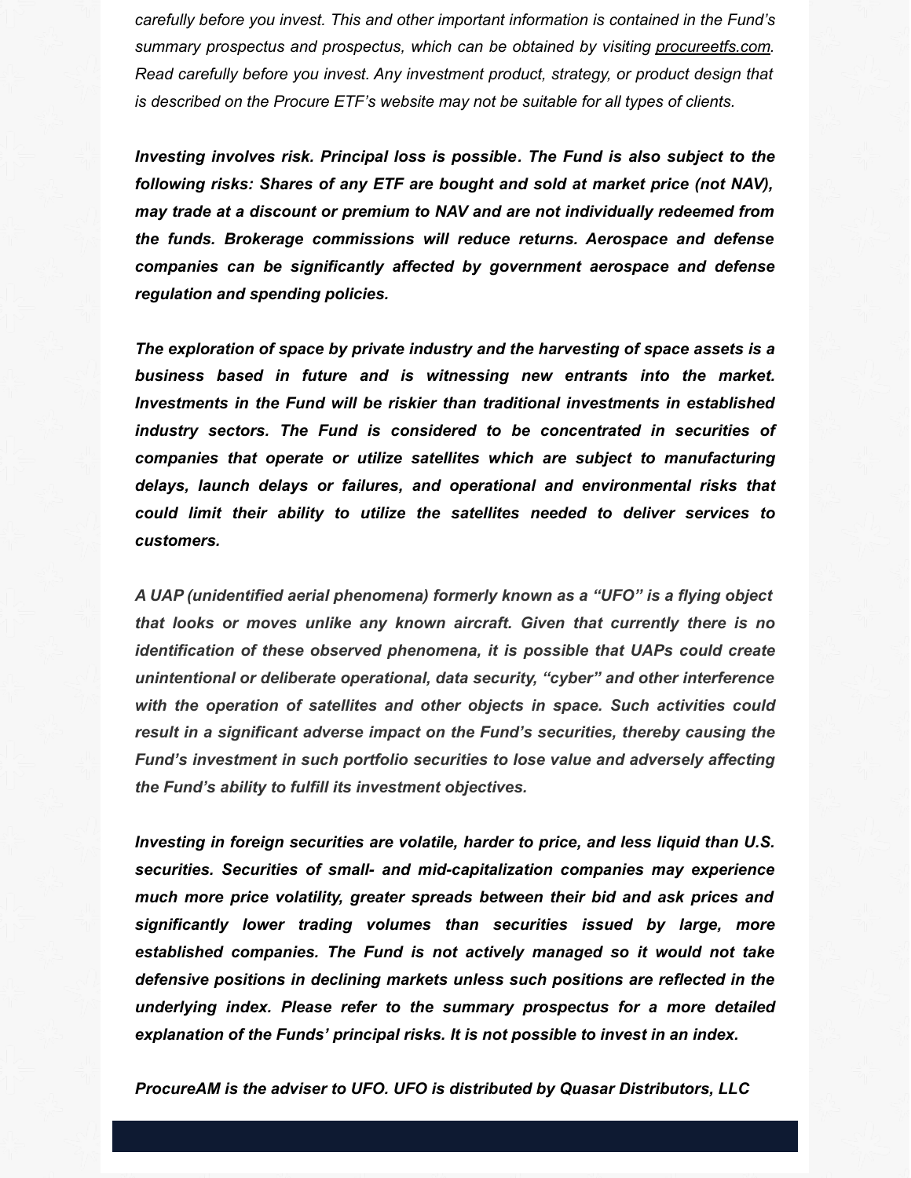*carefully before you invest. This and other important information is contained in the Fund's summary prospectus and prospectus, which can be obtained by visiting procureetfs.com. Read carefully before you invest. Any investment product, strategy, or product design that is described on the Procure ETF's website may not be suitable for all types of clients.*

***Investing involves risk. Principal loss is possible. The Fund is also subject to the following risks: Shares of any ETF are bought and sold at market price (not NAV), may trade at a discount or premium to NAV and are not individually redeemed from the funds. Brokerage commissions will reduce returns. Aerospace and defense companies can be significantly affected by government aerospace and defense regulation and spending policies.***

***The exploration of space by private industry and the harvesting of space assets is a business based in future and is witnessing new entrants into the market. Investments in the Fund will be riskier than traditional investments in established industry sectors. The Fund is considered to be concentrated in securities of companies that operate or utilize satellites which are subject to manufacturing delays, launch delays or failures, and operational and environmental risks that could limit their ability to utilize the satellites needed to deliver services to customers.***

***A UAP (unidentified aerial phenomena) formerly known as a "UFO" is a flying object that looks or moves unlike any known aircraft. Given that currently there is no identification of these observed phenomena, it is possible that UAPs could create unintentional or deliberate operational, data security, "cyber" and other interference with the operation of satellites and other objects in space. Such activities could result in a significant adverse impact on the Fund's securities, thereby causing the Fund's investment in such portfolio securities to lose value and adversely affecting the Fund's ability to fulfill its investment objectives.***

***Investing in foreign securities are volatile, harder to price, and less liquid than U.S. securities. Securities of small- and mid-capitalization companies may experience much more price volatility, greater spreads between their bid and ask prices and significantly lower trading volumes than securities issued by large, more established companies. The Fund is not actively managed so it would not take defensive positions in declining markets unless such positions are reflected in the underlying index. Please refer to the summary prospectus for a more detailed explanation of the Funds' principal risks. It is not possible to invest in an index.***

***ProcureAM is the adviser to UFO. UFO is distributed by Quasar Distributors, LLC***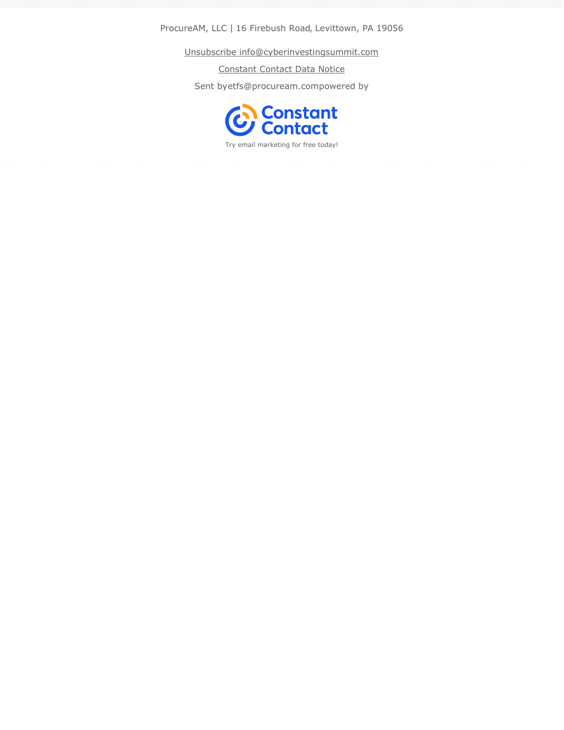ProcureAM, LLC | 16 Firebush Road, Levittown, PA 19056

Unsubscribe info@cyberinvestingsummit.com

Constant Contact Data Notice

Sent byetfs@procuream.compowered by

Constant Contact

Try email marketing for free today!